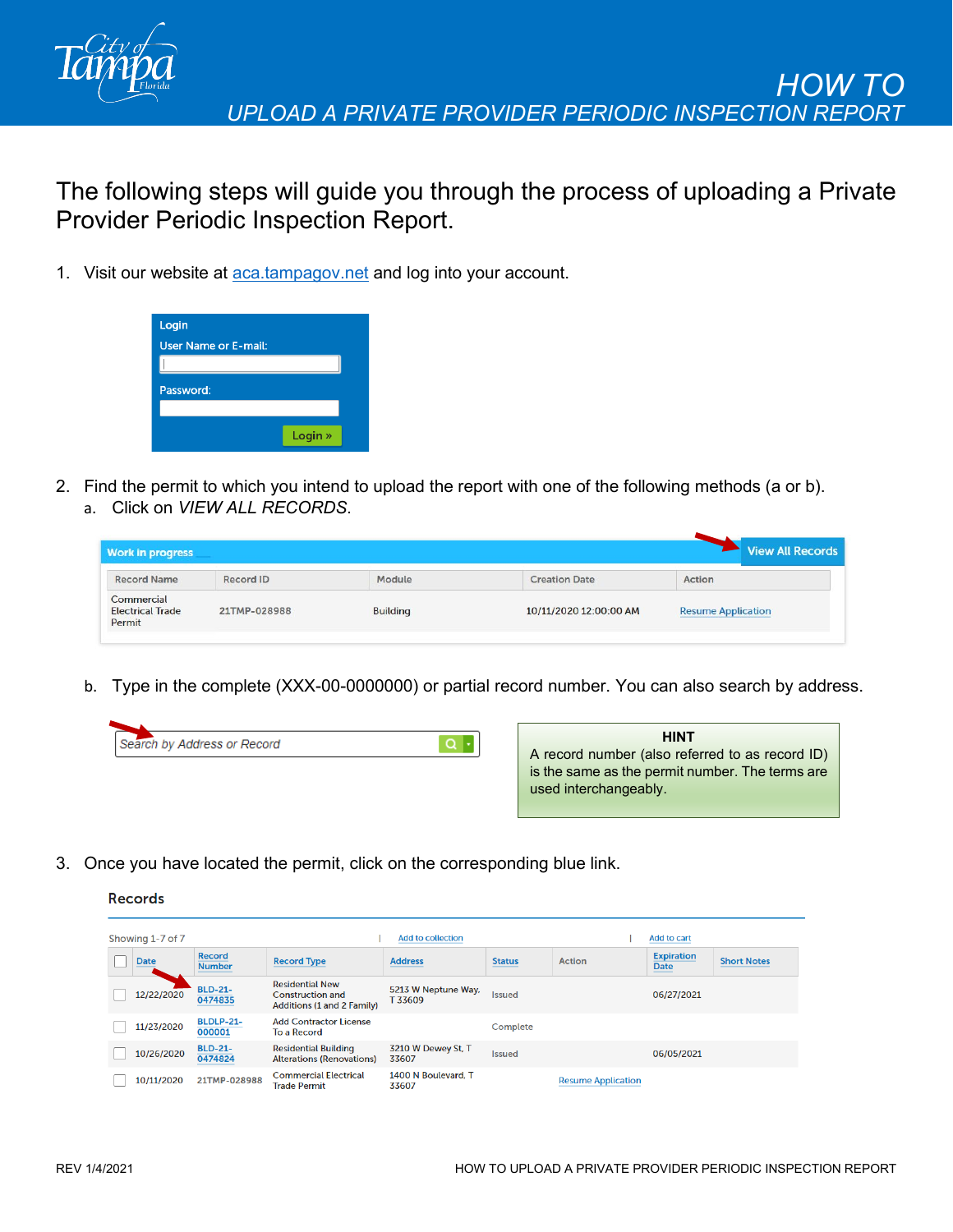# HOW TO

## UPLOAD A PRIVATE PROVIDER PERIODIC INSPECTION REPORT

The following steps will guide you through the process of uploading a Private Provider Periodic Inspection Report.

1. Visit our website at [aca.tampagov.net](aca.tampagov.net) and log into your account.

   **Login**
   User Name or E-mail:
   Password:
   Login »

2. Find the permit to which you intend to upload the report with one of the following methods (a or b).

   a. Click on *VIEW ALL RECORDS*.

   **Work in progress** — View All Records

   | Record Name | Record ID | Module | Creation Date | Action |
   |---|---|---|---|---|
   | Commercial Electrical Trade Permit | 21TMP-028988 | Building | 10/11/2020 12:00:00 AM | Resume Application |

   b. Type in the complete (XXX-00-0000000) or partial record number. You can also search by address.

   *Search by Address or Record*

   > **HINT**
   > A record number (also referred to as record ID) is the same as the permit number. The terms are used interchangeably.

3. Once you have located the permit, click on the corresponding blue link.

   **Records**

   Showing 1-7 of 7 | Add to collection | Add to cart

   | | Date | Record Number | Record Type | Address | Status | Action | Expiration Date | Short Notes |
   |---|---|---|---|---|---|---|---|---|
   | ☐ | 12/22/2020 | BLD-21-0474835 | Residential New Construction and Additions (1 and 2 Family) | 5213 W Neptune Way, T 33609 | Issued | | 06/27/2021 | |
   | ☐ | 11/23/2020 | BLDLP-21-000001 | Add Contractor License To a Record | | Complete | | | |
   | ☐ | 10/26/2020 | BLD-21-0474824 | Residential Building Alterations (Renovations) | 3210 W Dewey St, T 33607 | Issued | | 06/05/2021 | |
   | ☐ | 10/11/2020 | 21TMP-028988 | Commercial Electrical Trade Permit | 1400 N Boulevard, T 33607 | | Resume Application | | |

REV 1/4/2021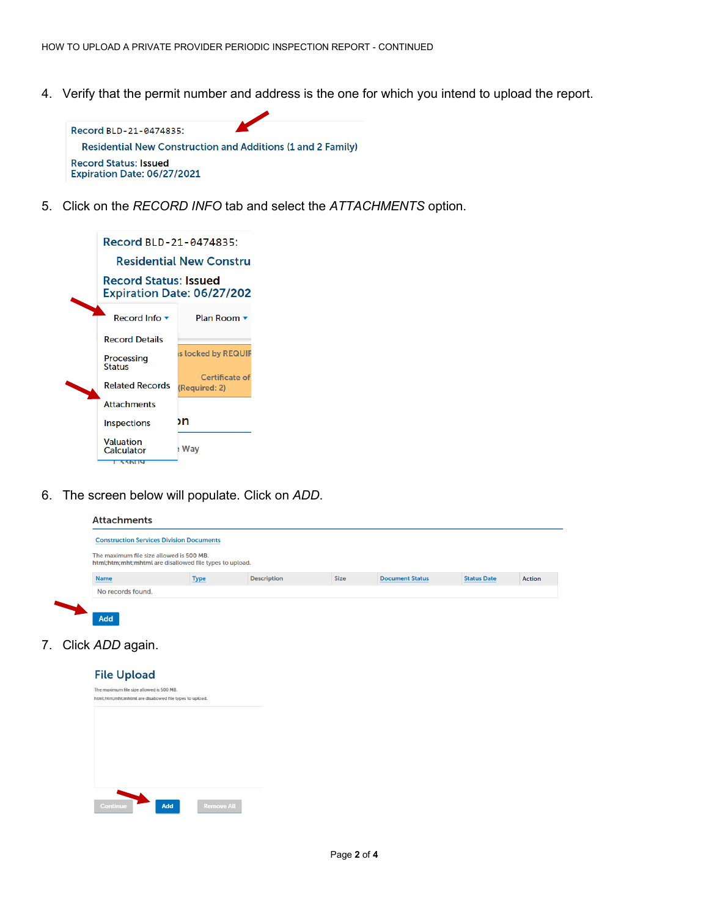4. Verify that the permit number and address is the one for which you intend to upload the report.

Record BLD-21-0474835:
Residential New Construction and Additions (1 and 2 Family)
Record Status: Issued
Expiration Date: 06/27/2021

5. Click on the *RECORD INFO* tab and select the *ATTACHMENTS* option.

Record BLD-21-0474835:
Residential New Constru
Record Status: Issued
Expiration Date: 06/27/202

Record Info ▾ | Plan Room ▾

- Record Details
- Processing Status
- Related Records
- Attachments
- Inspections
- Valuation Calculator

6. The screen below will populate. Click on *ADD*.

**Attachments**

Construction Services Division Documents

The maximum file size allowed is 500 MB.
html;htm;mht;mhtml are disallowed file types to upload.

| Name | Type | Description | Size | Document Status | Status Date | Action |
|---|---|---|---|---|---|---|
| No records found. | | | | | | |

Add

7. Click *ADD* again.

**File Upload**

The maximum file size allowed is 500 MB.
html;htm;mht;mhtml are disallowed file types to upload.

Continue | Add | Remove All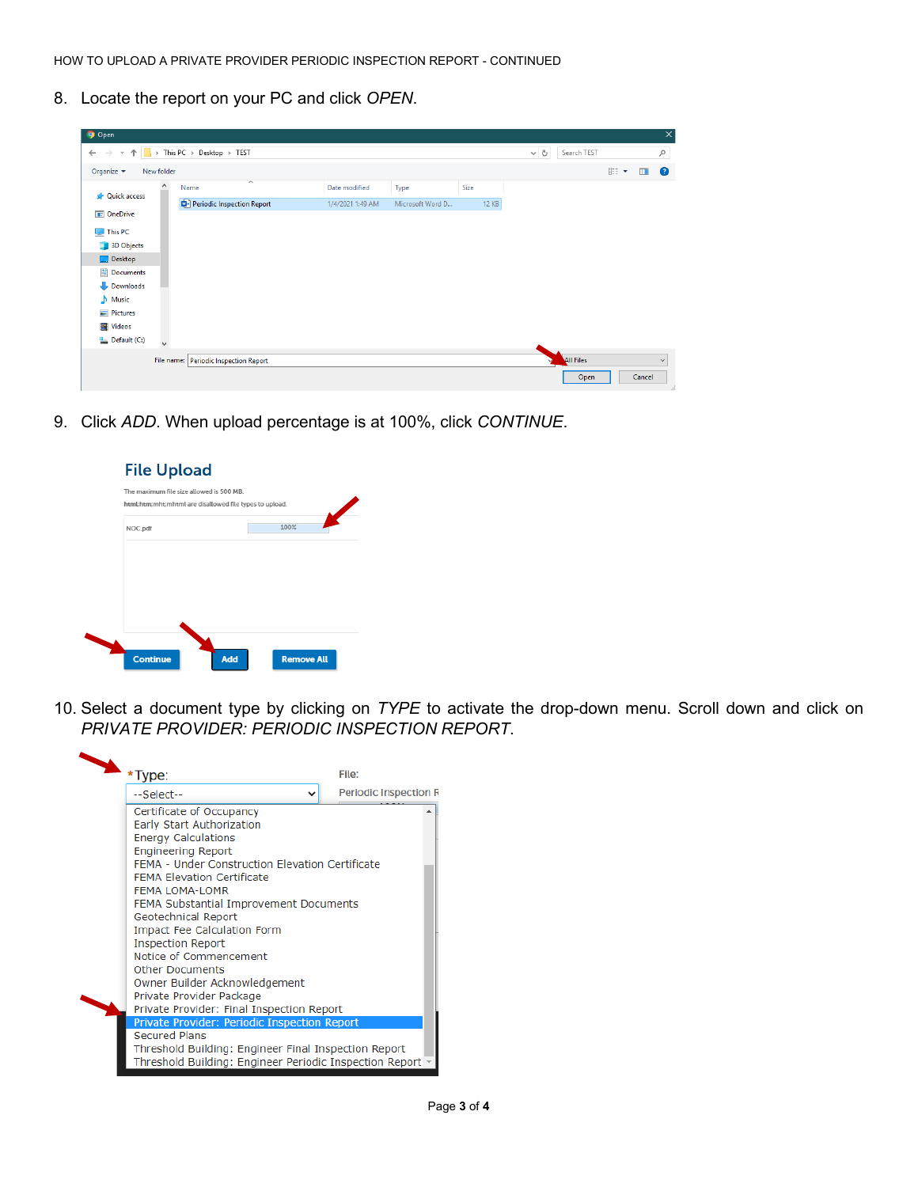8. Locate the report on your PC and click *OPEN*.

9. Click *ADD*. When upload percentage is at 100%, click *CONTINUE*.

10. Select a document type by clicking on *TYPE* to activate the drop-down menu. Scroll down and click on *PRIVATE PROVIDER: PERIODIC INSPECTION REPORT*.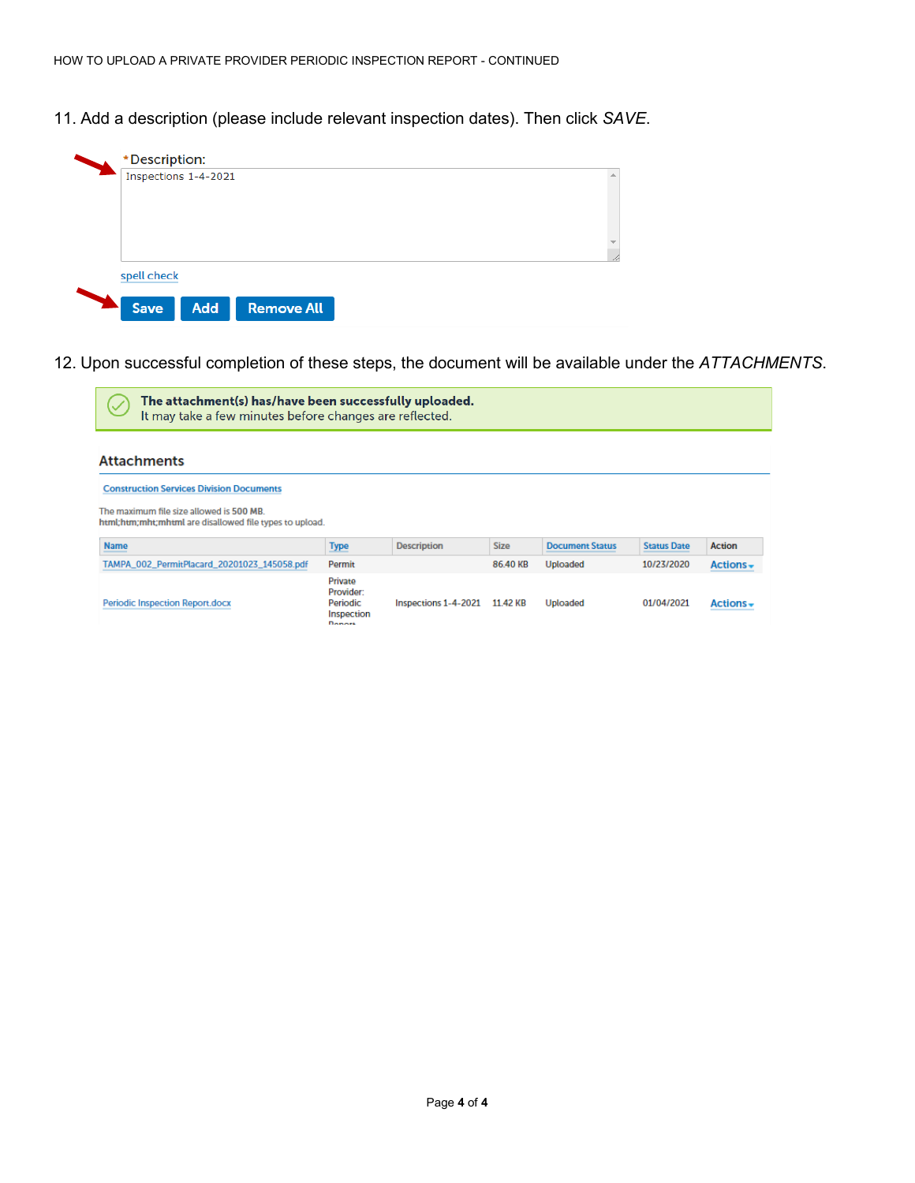HOW TO UPLOAD A PRIVATE PROVIDER PERIODIC INSPECTION REPORT - CONTINUED

11. Add a description (please include relevant inspection dates). Then click *SAVE*.

*Description:

Inspections 1-4-2021

spell check

Save | Add | Remove All

12. Upon successful completion of these steps, the document will be available under the *ATTACHMENTS*.

**The attachment(s) has/have been successfully uploaded.**
It may take a few minutes before changes are reflected.

## Attachments

Construction Services Division Documents

The maximum file size allowed is **500 MB**.
**html;htm;mht;mhtml** are disallowed file types to upload.

| Name | Type | Description | Size | Document Status | Status Date | Action |
|---|---|---|---|---|---|---|
| TAMPA_002_PermitPlacard_20201023_145058.pdf | Permit | | 86.40 KB | Uploaded | 10/23/2020 | Actions |
| Periodic Inspection Report.docx | Private Provider: Periodic Inspection Report | Inspections 1-4-2021 | 11.42 KB | Uploaded | 01/04/2021 | Actions |